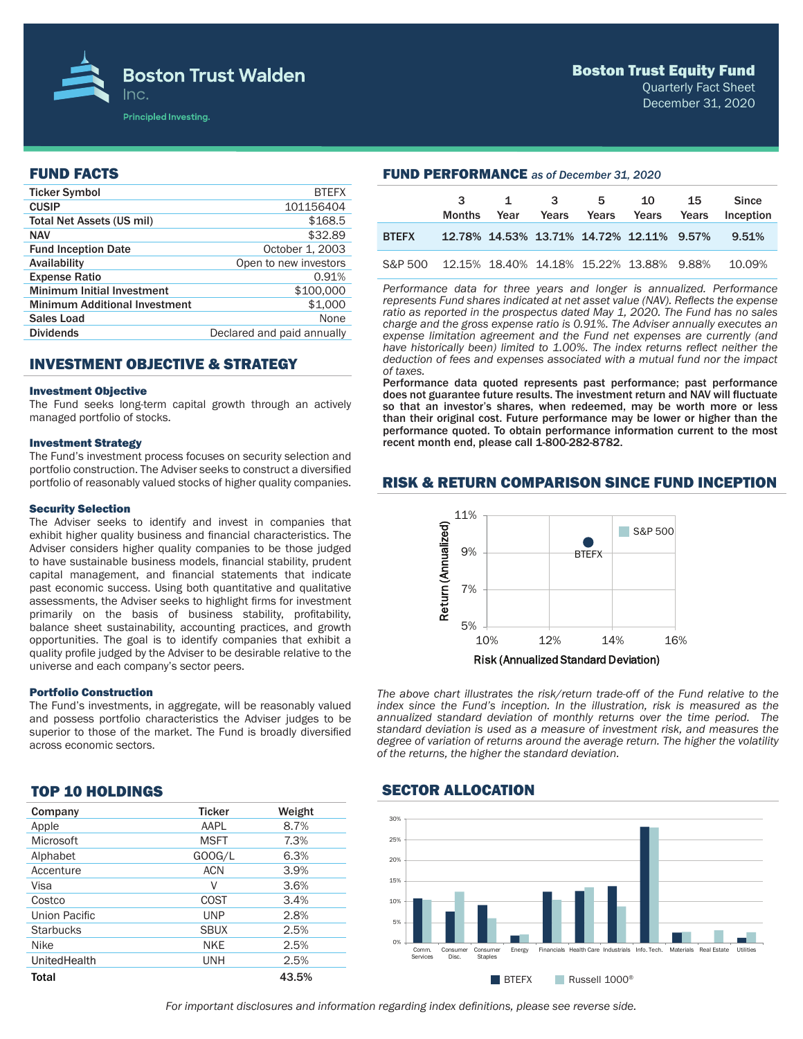# Boston Trust Walden Inc.

Principled Investing.

## Boston Trust Equity Fund

Quarterly Fact Sheet
December 31, 2020

## FUND FACTS

| | |
|---|---|
| **Ticker Symbol** | BTEFX |
| **CUSIP** | 101156404 |
| **Total Net Assets (US mil)** | $168.5 |
| **NAV** | $32.89 |
| **Fund Inception Date** | October 1, 2003 |
| **Availability** | Open to new investors |
| **Expense Ratio** | 0.91% |
| **Minimum Initial Investment** | $100,000 |
| **Minimum Additional Investment** | $1,000 |
| **Sales Load** | None |
| **Dividends** | Declared and paid annually |

## INVESTMENT OBJECTIVE & STRATEGY

### Investment Objective

The Fund seeks long-term capital growth through an actively managed portfolio of stocks.

### Investment Strategy

The Fund's investment process focuses on security selection and portfolio construction. The Adviser seeks to construct a diversified portfolio of reasonably valued stocks of higher quality companies.

### Security Selection

The Adviser seeks to identify and invest in companies that exhibit higher quality business and financial characteristics. The Adviser considers higher quality companies to be those judged to have sustainable business models, financial stability, prudent capital management, and financial statements that indicate past economic success. Using both quantitative and qualitative assessments, the Adviser seeks to highlight firms for investment primarily on the basis of business stability, profitability, balance sheet sustainability, accounting practices, and growth opportunities. The goal is to identify companies that exhibit a quality profile judged by the Adviser to be desirable relative to the universe and each company's sector peers.

### Portfolio Construction

The Fund's investments, in aggregate, will be reasonably valued and possess portfolio characteristics the Adviser judges to be superior to those of the market. The Fund is broadly diversified across economic sectors.

## FUND PERFORMANCE *as of December 31, 2020*

| | 3 Months | 1 Year | 3 Years | 5 Years | 10 Years | 15 Years | Since Inception |
|---|---|---|---|---|---|---|---|
| **BTEFX** | 12.78% | 14.53% | 13.71% | 14.72% | 12.11% | 9.57% | 9.51% |
| S&P 500 | 12.15% | 18.40% | 14.18% | 15.22% | 13.88% | 9.88% | 10.09% |

*Performance data for three years and longer is annualized. Performance represents Fund shares indicated at net asset value (NAV). Reflects the expense ratio as reported in the prospectus dated May 1, 2020. The Fund has no sales charge and the gross expense ratio is 0.91%. The Adviser annually executes an expense limitation agreement and the Fund net expenses are currently (and have historically been) limited to 1.00%. The index returns reflect neither the deduction of fees and expenses associated with a mutual fund nor the impact of taxes.*

**Performance data quoted represents past performance; past performance does not guarantee future results. The investment return and NAV will fluctuate so that an investor's shares, when redeemed, may be worth more or less than their original cost. Future performance may be lower or higher than the performance quoted. To obtain performance information current to the most recent month end, please call 1-800-282-8782.**

## RISK & RETURN COMPARISON SINCE FUND INCEPTION

Return (Annualized): 5%, 7%, 9%, 11%
Risk (Annualized Standard Deviation): 10%, 12%, 14%, 16%
Legend: S&P 500; BTEFX

*The above chart illustrates the risk/return trade-off of the Fund relative to the index since the Fund's inception. In the illustration, risk is measured as the annualized standard deviation of monthly returns over the time period. The standard deviation is used as a measure of investment risk, and measures the degree of variation of returns around the average return. The higher the volatility of the returns, the higher the standard deviation.*

## TOP 10 HOLDINGS

| Company | Ticker | Weight |
|---|---|---|
| Apple | AAPL | 8.7% |
| Microsoft | MSFT | 7.3% |
| Alphabet | GOOG/L | 6.3% |
| Accenture | ACN | 3.9% |
| Visa | V | 3.6% |
| Costco | COST | 3.4% |
| Union Pacific | UNP | 2.8% |
| Starbucks | SBUX | 2.5% |
| Nike | NKE | 2.5% |
| UnitedHealth | UNH | 2.5% |
| **Total** | | **43.5%** |

## SECTOR ALLOCATION

Sectors: Comm. Services, Consumer Disc., Consumer Staples, Energy, Financials, Health Care, Industrials, Info. Tech., Materials, Real Estate, Utilities (0%–30%)

Legend: BTEFX; Russell 1000®

*For important disclosures and information regarding index definitions, please see reverse side.*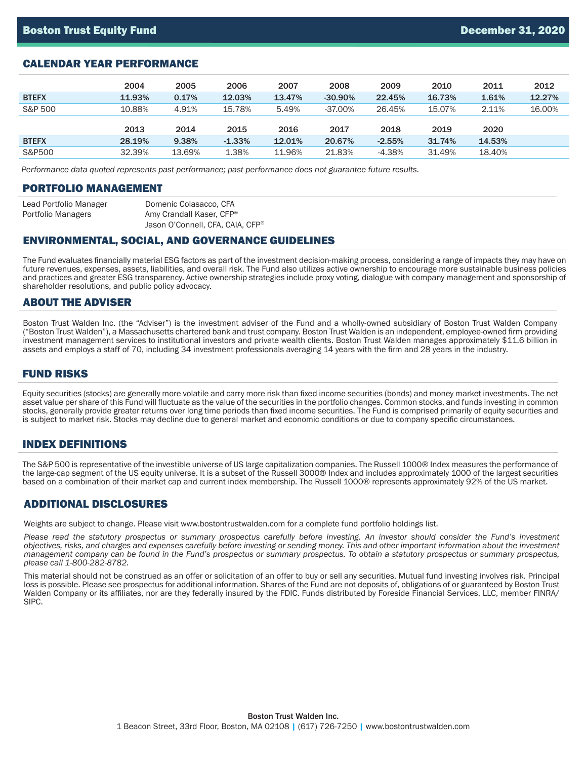Boston Trust Equity Fund — December 31, 2020

## CALENDAR YEAR PERFORMANCE

| | 2004 | 2005 | 2006 | 2007 | 2008 | 2009 | 2010 | 2011 | 2012 |
|---|---|---|---|---|---|---|---|---|---|
| **BTEFX** | **11.93%** | **0.17%** | **12.03%** | **13.47%** | **-30.90%** | **22.45%** | **16.73%** | **1.61%** | **12.27%** |
| S&P 500 | 10.88% | 4.91% | 15.78% | 5.49% | -37.00% | 26.45% | 15.07% | 2.11% | 16.00% |

| | 2013 | 2014 | 2015 | 2016 | 2017 | 2018 | 2019 | 2020 |
|---|---|---|---|---|---|---|---|---|
| **BTEFX** | **28.19%** | **9.38%** | **-1.33%** | **12.01%** | **20.67%** | **-2.55%** | **31.74%** | **14.53%** |
| S&P500 | 32.39% | 13.69% | 1.38% | 11.96% | 21.83% | -4.38% | 31.49% | 18.40% |

*Performance data quoted represents past performance; past performance does not guarantee future results.*

## PORTFOLIO MANAGEMENT

| | |
|---|---|
| Lead Portfolio Manager | Domenic Colasacco, CFA |
| Portfolio Managers | Amy Crandall Kaser, CFP® |
| | Jason O'Connell, CFA, CAIA, CFP® |

## ENVIRONMENTAL, SOCIAL, AND GOVERNANCE GUIDELINES

The Fund evaluates financially material ESG factors as part of the investment decision-making process, considering a range of impacts they may have on future revenues, expenses, assets, liabilities, and overall risk. The Fund also utilizes active ownership to encourage more sustainable business policies and practices and greater ESG transparency. Active ownership strategies include proxy voting, dialogue with company management and sponsorship of shareholder resolutions, and public policy advocacy.

## ABOUT THE ADVISER

Boston Trust Walden Inc. (the "Adviser") is the investment adviser of the Fund and a wholly-owned subsidiary of Boston Trust Walden Company ("Boston Trust Walden"), a Massachusetts chartered bank and trust company. Boston Trust Walden is an independent, employee-owned firm providing investment management services to institutional investors and private wealth clients. Boston Trust Walden manages approximately $11.6 billion in assets and employs a staff of 70, including 34 investment professionals averaging 14 years with the firm and 28 years in the industry.

## FUND RISKS

Equity securities (stocks) are generally more volatile and carry more risk than fixed income securities (bonds) and money market investments. The net asset value per share of this Fund will fluctuate as the value of the securities in the portfolio changes. Common stocks, and funds investing in common stocks, generally provide greater returns over long time periods than fixed income securities. The Fund is comprised primarily of equity securities and is subject to market risk. Stocks may decline due to general market and economic conditions or due to company specific circumstances.

## INDEX DEFINITIONS

The S&P 500 is representative of the investible universe of US large capitalization companies. The Russell 1000® Index measures the performance of the large-cap segment of the US equity universe. It is a subset of the Russell 3000® Index and includes approximately 1000 of the largest securities based on a combination of their market cap and current index membership. The Russell 1000® represents approximately 92% of the US market.

## ADDITIONAL DISCLOSURES

Weights are subject to change. Please visit www.bostontrustwalden.com for a complete fund portfolio holdings list.

*Please read the statutory prospectus or summary prospectus carefully before investing. An investor should consider the Fund's investment objectives, risks, and charges and expenses carefully before investing or sending money. This and other important information about the investment management company can be found in the Fund's prospectus or summary prospectus. To obtain a statutory prospectus or summary prospectus, please call 1-800-282-8782.*

This material should not be construed as an offer or solicitation of an offer to buy or sell any securities. Mutual fund investing involves risk. Principal loss is possible. Please see prospectus for additional information. Shares of the Fund are not deposits of, obligations of or guaranteed by Boston Trust Walden Company or its affiliates, nor are they federally insured by the FDIC. Funds distributed by Foreside Financial Services, LLC, member FINRA/SIPC.

**Boston Trust Walden Inc.**
1 Beacon Street, 33rd Floor, Boston, MA 02108 | (617) 726-7250 | www.bostontrustwalden.com